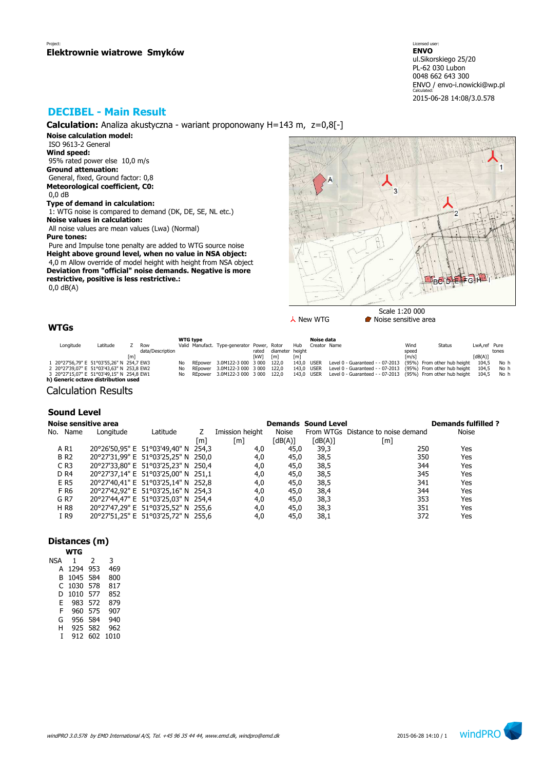Project:
**Elektrownie wiatrowe Smyków**

Licensed user:
**ENVO**
ul.Sikorskiego 25/20
PL-62 030 Lubon
0048 662 643 300
ENVO / envo-i.nowicki@wp.pl
Calculated:
2015-06-28 14:08/3.0.578

## DECIBEL - Main Result

**Calculation:** Analiza akustyczna - wariant proponowany H=143 m, z=0,8[-]

**Noise calculation model:**
ISO 9613-2 General
**Wind speed:**
95% rated power else 10,0 m/s
**Ground attenuation:**
General, fixed, Ground factor: 0,8
**Meteorological coefficient, C0:**
0,0 dB
**Type of demand in calculation:**
1: WTG noise is compared to demand (DK, DE, SE, NL etc.)
**Noise values in calculation:**
All noise values are mean values (Lwa) (Normal)
**Pure tones:**
Pure and Impulse tone penalty are added to WTG source noise
**Height above ground level, when no value in NSA object:**
4,0 m Allow override of model height with height from NSA object
**Deviation from "official" noise demands. Negative is more restrictive, positive is less restrictive.:**
0,0 dB(A)

Scale 1:20 000
New WTG    Noise sensitive area

### WTGs

| | Longitude | Latitude | Z | Row data/Description | WTG type Valid | Manufact. | Type-generator | Power, rated | Rotor diameter | Hub height | Noise data Creator | Name | Wind speed | Status | LwA,ref | Pure tones |
|---|---|---|---|---|---|---|---|---|---|---|---|---|---|---|---|---|
| | | | [m] | | | | | [kW] | [m] | [m] | | | [m/s] | | [dB(A)] | |
| 1 | 20°27'56,79" E | 51°03'55,26" N | 254,7 | EW3 | No | REpower | 3.0M122-3 000 | 3 000 | 122,0 | 143,0 | USER | Level 0 - Guaranteed - - 07-2013 | (95%) | From other hub height | 104,5 | No h |
| 2 | 20°27'39,07" E | 51°03'43,63" N | 253,8 | EW2 | No | REpower | 3.0M122-3 000 | 3 000 | 122,0 | 143,0 | USER | Level 0 - Guaranteed - - 07-2013 | (95%) | From other hub height | 104,5 | No h |
| 3 | 20°27'15,07" E | 51°03'49,15" N | 254,8 | EW1 | No | REpower | 3.0M122-3 000 | 3 000 | 122,0 | 143,0 | USER | Level 0 - Guaranteed - - 07-2013 | (95%) | From other hub height | 104,5 | No h |

**h) Generic octave distribution used**

## Calculation Results

### Sound Level

| Noise sensitive area | | | | | | Demands | Sound Level | | Demands fulfilled ? |
|---|---|---|---|---|---|---|---|---|---|
| No. | Name | Longitude | Latitude | Z | Imission height | Noise | From WTGs | Distance to noise demand | Noise |
| | | | | [m] | [m] | [dB(A)] | [dB(A)] | [m] | |
| A | R1 | 20°26'50,95" E | 51°03'49,40" N | 254,3 | 4,0 | 45,0 | 39,3 | 250 | Yes |
| B | R2 | 20°27'31,99" E | 51°03'25,25" N | 250,0 | 4,0 | 45,0 | 38,5 | 350 | Yes |
| C | R3 | 20°27'33,80" E | 51°03'25,23" N | 250,4 | 4,0 | 45,0 | 38,5 | 344 | Yes |
| D | R4 | 20°27'37,14" E | 51°03'25,00" N | 251,1 | 4,0 | 45,0 | 38,5 | 345 | Yes |
| E | R5 | 20°27'40,41" E | 51°03'25,14" N | 252,8 | 4,0 | 45,0 | 38,5 | 341 | Yes |
| F | R6 | 20°27'42,92" E | 51°03'25,16" N | 254,3 | 4,0 | 45,0 | 38,4 | 344 | Yes |
| G | R7 | 20°27'44,47" E | 51°03'25,03" N | 254,4 | 4,0 | 45,0 | 38,3 | 353 | Yes |
| H | R8 | 20°27'47,29" E | 51°03'25,52" N | 255,6 | 4,0 | 45,0 | 38,3 | 351 | Yes |
| I | R9 | 20°27'51,25" E | 51°03'25,72" N | 255,6 | 4,0 | 45,0 | 38,1 | 372 | Yes |

### Distances (m)

| NSA | WTG 1 | 2 | 3 |
|---|---|---|---|
| A | 1294 | 953 | 469 |
| B | 1045 | 584 | 800 |
| C | 1030 | 578 | 817 |
| D | 1010 | 577 | 852 |
| E | 983 | 572 | 879 |
| F | 960 | 575 | 907 |
| G | 956 | 584 | 940 |
| H | 925 | 582 | 962 |
| I | 912 | 602 | 1010 |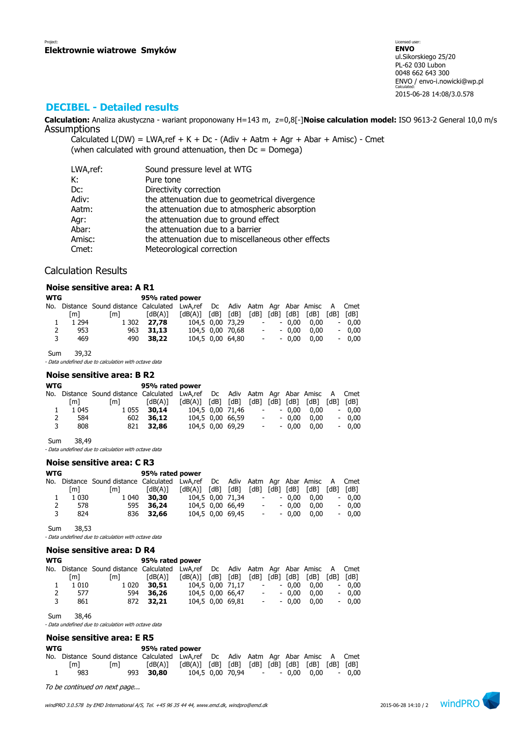Project:
**Elektrownie wiatrowe Smyków**

Licensed user:
**ENVO**
ul.Sikorskiego 25/20
PL-62 030 Lubon
0048 662 643 300
ENVO / envo-i.nowicki@wp.pl
Calculated:
2015-06-28 14:08/3.0.578

## DECIBEL - Detailed results

**Calculation:** Analiza akustyczna - wariant proponowany H=143 m, z=0,8[-]**Noise calculation model:** ISO 9613-2 General 10,0 m/s

### Assumptions

Calculated L(DW) = LWA,ref + K + Dc - (Adiv + Aatm + Agr + Abar + Amisc) - Cmet
(when calculated with ground attenuation, then Dc = Domega)

| | |
|---|---|
| LWA,ref: | Sound pressure level at WTG |
| K: | Pure tone |
| Dc: | Directivity correction |
| Adiv: | the attenuation due to geometrical divergence |
| Aatm: | the attenuation due to atmospheric absorption |
| Agr: | the attenuation due to ground effect |
| Abar: | the attenuation due to a barrier |
| Amisc: | the attenuation due to miscellaneous other effects |
| Cmet: | Meteorological correction |

### Calculation Results

#### Noise sensitive area: A R1

| WTG | | | 95% rated power | | | | | | | | | |
|---|---|---|---|---|---|---|---|---|---|---|---|---|
| No. | Distance [m] | Sound distance [m] | Calculated [dB(A)] | LwA,ref [dB(A)] | Dc [dB] | Adiv [dB] | Aatm [dB] | Agr [dB] | Abar [dB] | Amisc [dB] | A [dB] | Cmet [dB] |
| 1 | 1 294 | 1 302 | **27,78** | 104,5 | 0,00 | 73,29 | - | - | 0,00 | 0,00 | - | 0,00 |
| 2 | 953 | 963 | **31,13** | 104,5 | 0,00 | 70,68 | - | - | 0,00 | 0,00 | - | 0,00 |
| 3 | 469 | 490 | **38,22** | 104,5 | 0,00 | 64,80 | - | - | 0,00 | 0,00 | - | 0,00 |

Sum 39,32

*- Data undefined due to calculation with octave data*

#### Noise sensitive area: B R2

| WTG | | | 95% rated power | | | | | | | | | |
|---|---|---|---|---|---|---|---|---|---|---|---|---|
| No. | Distance [m] | Sound distance [m] | Calculated [dB(A)] | LwA,ref [dB(A)] | Dc [dB] | Adiv [dB] | Aatm [dB] | Agr [dB] | Abar [dB] | Amisc [dB] | A [dB] | Cmet [dB] |
| 1 | 1 045 | 1 055 | **30,14** | 104,5 | 0,00 | 71,46 | - | - | 0,00 | 0,00 | - | 0,00 |
| 2 | 584 | 602 | **36,12** | 104,5 | 0,00 | 66,59 | - | - | 0,00 | 0,00 | - | 0,00 |
| 3 | 808 | 821 | **32,86** | 104,5 | 0,00 | 69,29 | - | - | 0,00 | 0,00 | - | 0,00 |

Sum 38,49

*- Data undefined due to calculation with octave data*

#### Noise sensitive area: C R3

| WTG | | | 95% rated power | | | | | | | | | |
|---|---|---|---|---|---|---|---|---|---|---|---|---|
| No. | Distance [m] | Sound distance [m] | Calculated [dB(A)] | LwA,ref [dB(A)] | Dc [dB] | Adiv [dB] | Aatm [dB] | Agr [dB] | Abar [dB] | Amisc [dB] | A [dB] | Cmet [dB] |
| 1 | 1 030 | 1 040 | **30,30** | 104,5 | 0,00 | 71,34 | - | - | 0,00 | 0,00 | - | 0,00 |
| 2 | 578 | 595 | **36,24** | 104,5 | 0,00 | 66,49 | - | - | 0,00 | 0,00 | - | 0,00 |
| 3 | 824 | 836 | **32,66** | 104,5 | 0,00 | 69,45 | - | - | 0,00 | 0,00 | - | 0,00 |

Sum 38,53

*- Data undefined due to calculation with octave data*

#### Noise sensitive area: D R4

| WTG | | | 95% rated power | | | | | | | | | |
|---|---|---|---|---|---|---|---|---|---|---|---|---|
| No. | Distance [m] | Sound distance [m] | Calculated [dB(A)] | LwA,ref [dB(A)] | Dc [dB] | Adiv [dB] | Aatm [dB] | Agr [dB] | Abar [dB] | Amisc [dB] | A [dB] | Cmet [dB] |
| 1 | 1 010 | 1 020 | **30,51** | 104,5 | 0,00 | 71,17 | - | - | 0,00 | 0,00 | - | 0,00 |
| 2 | 577 | 594 | **36,26** | 104,5 | 0,00 | 66,47 | - | - | 0,00 | 0,00 | - | 0,00 |
| 3 | 861 | 872 | **32,21** | 104,5 | 0,00 | 69,81 | - | - | 0,00 | 0,00 | - | 0,00 |

Sum 38,46

*- Data undefined due to calculation with octave data*

#### Noise sensitive area: E R5

| WTG | | | 95% rated power | | | | | | | | | |
|---|---|---|---|---|---|---|---|---|---|---|---|---|
| No. | Distance [m] | Sound distance [m] | Calculated [dB(A)] | LwA,ref [dB(A)] | Dc [dB] | Adiv [dB] | Aatm [dB] | Agr [dB] | Abar [dB] | Amisc [dB] | A [dB] | Cmet [dB] |
| 1 | 983 | 993 | **30,80** | 104,5 | 0,00 | 70,94 | - | - | 0,00 | 0,00 | - | 0,00 |

*To be continued on next page...*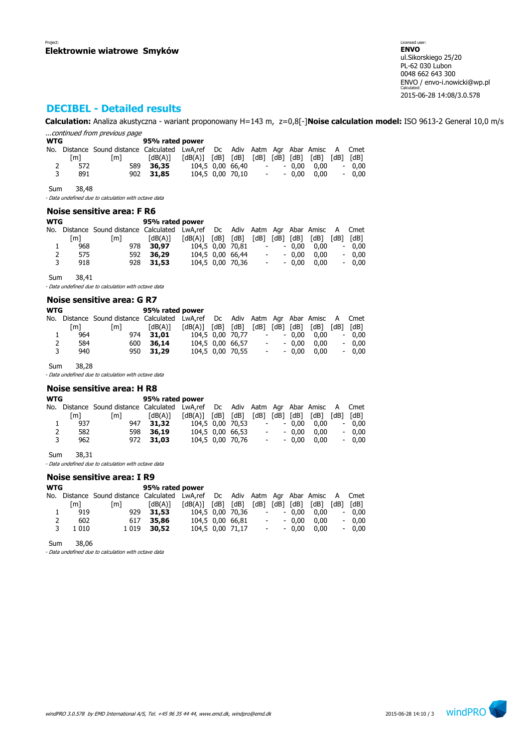Project:
**Elektrownie wiatrowe Smyków**

Licensed user:
**ENVO**
ul.Sikorskiego 25/20
PL-62 030 Lubon
0048 662 643 300
ENVO / envo-i.nowicki@wp.pl
Calculated:
2015-06-28 14:08/3.0.578

## DECIBEL - Detailed results

**Calculation:** Analiza akustyczna - wariant proponowany H=143 m, z=0,8[-]**Noise calculation model:** ISO 9613-2 General 10,0 m/s

*...continued from previous page*

| WTG | | | 95% rated power | | | | | | | | | |
|---|---|---|---|---|---|---|---|---|---|---|---|---|
| No. | Distance [m] | Sound distance [m] | Calculated [dB(A)] | LwA,ref [dB(A)] | Dc [dB] | Adiv [dB] | Aatm [dB] | Agr [dB] | Abar [dB] | Amisc [dB] | A [dB] | Cmet [dB] |
| 2 | 572 | 589 | **36,35** | 104,5 | 0,00 | 66,40 | - | - | 0,00 | 0,00 | - | 0,00 |
| 3 | 891 | 902 | **31,85** | 104,5 | 0,00 | 70,10 | - | - | 0,00 | 0,00 | - | 0,00 |

Sum 38,48

*- Data undefined due to calculation with octave data*

### Noise sensitive area: F R6

| WTG | | | 95% rated power | | | | | | | | | |
|---|---|---|---|---|---|---|---|---|---|---|---|---|
| No. | Distance [m] | Sound distance [m] | Calculated [dB(A)] | LwA,ref [dB(A)] | Dc [dB] | Adiv [dB] | Aatm [dB] | Agr [dB] | Abar [dB] | Amisc [dB] | A [dB] | Cmet [dB] |
| 1 | 968 | 978 | **30,97** | 104,5 | 0,00 | 70,81 | - | - | 0,00 | 0,00 | - | 0,00 |
| 2 | 575 | 592 | **36,29** | 104,5 | 0,00 | 66,44 | - | - | 0,00 | 0,00 | - | 0,00 |
| 3 | 918 | 928 | **31,53** | 104,5 | 0,00 | 70,36 | - | - | 0,00 | 0,00 | - | 0,00 |

Sum 38,41

*- Data undefined due to calculation with octave data*

### Noise sensitive area: G R7

| WTG | | | 95% rated power | | | | | | | | | |
|---|---|---|---|---|---|---|---|---|---|---|---|---|
| No. | Distance [m] | Sound distance [m] | Calculated [dB(A)] | LwA,ref [dB(A)] | Dc [dB] | Adiv [dB] | Aatm [dB] | Agr [dB] | Abar [dB] | Amisc [dB] | A [dB] | Cmet [dB] |
| 1 | 964 | 974 | **31,01** | 104,5 | 0,00 | 70,77 | - | - | 0,00 | 0,00 | - | 0,00 |
| 2 | 584 | 600 | **36,14** | 104,5 | 0,00 | 66,57 | - | - | 0,00 | 0,00 | - | 0,00 |
| 3 | 940 | 950 | **31,29** | 104,5 | 0,00 | 70,55 | - | - | 0,00 | 0,00 | - | 0,00 |

Sum 38,28

*- Data undefined due to calculation with octave data*

### Noise sensitive area: H R8

| WTG | | | 95% rated power | | | | | | | | | |
|---|---|---|---|---|---|---|---|---|---|---|---|---|
| No. | Distance [m] | Sound distance [m] | Calculated [dB(A)] | LwA,ref [dB(A)] | Dc [dB] | Adiv [dB] | Aatm [dB] | Agr [dB] | Abar [dB] | Amisc [dB] | A [dB] | Cmet [dB] |
| 1 | 937 | 947 | **31,32** | 104,5 | 0,00 | 70,53 | - | - | 0,00 | 0,00 | - | 0,00 |
| 2 | 582 | 598 | **36,19** | 104,5 | 0,00 | 66,53 | - | - | 0,00 | 0,00 | - | 0,00 |
| 3 | 962 | 972 | **31,03** | 104,5 | 0,00 | 70,76 | - | - | 0,00 | 0,00 | - | 0,00 |

Sum 38,31

*- Data undefined due to calculation with octave data*

### Noise sensitive area: I R9

| WTG | | | 95% rated power | | | | | | | | | |
|---|---|---|---|---|---|---|---|---|---|---|---|---|
| No. | Distance [m] | Sound distance [m] | Calculated [dB(A)] | LwA,ref [dB(A)] | Dc [dB] | Adiv [dB] | Aatm [dB] | Agr [dB] | Abar [dB] | Amisc [dB] | A [dB] | Cmet [dB] |
| 1 | 919 | 929 | **31,53** | 104,5 | 0,00 | 70,36 | - | - | 0,00 | 0,00 | - | 0,00 |
| 2 | 602 | 617 | **35,86** | 104,5 | 0,00 | 66,81 | - | - | 0,00 | 0,00 | - | 0,00 |
| 3 | 1 010 | 1 019 | **30,52** | 104,5 | 0,00 | 71,17 | - | - | 0,00 | 0,00 | - | 0,00 |

Sum 38,06

*- Data undefined due to calculation with octave data*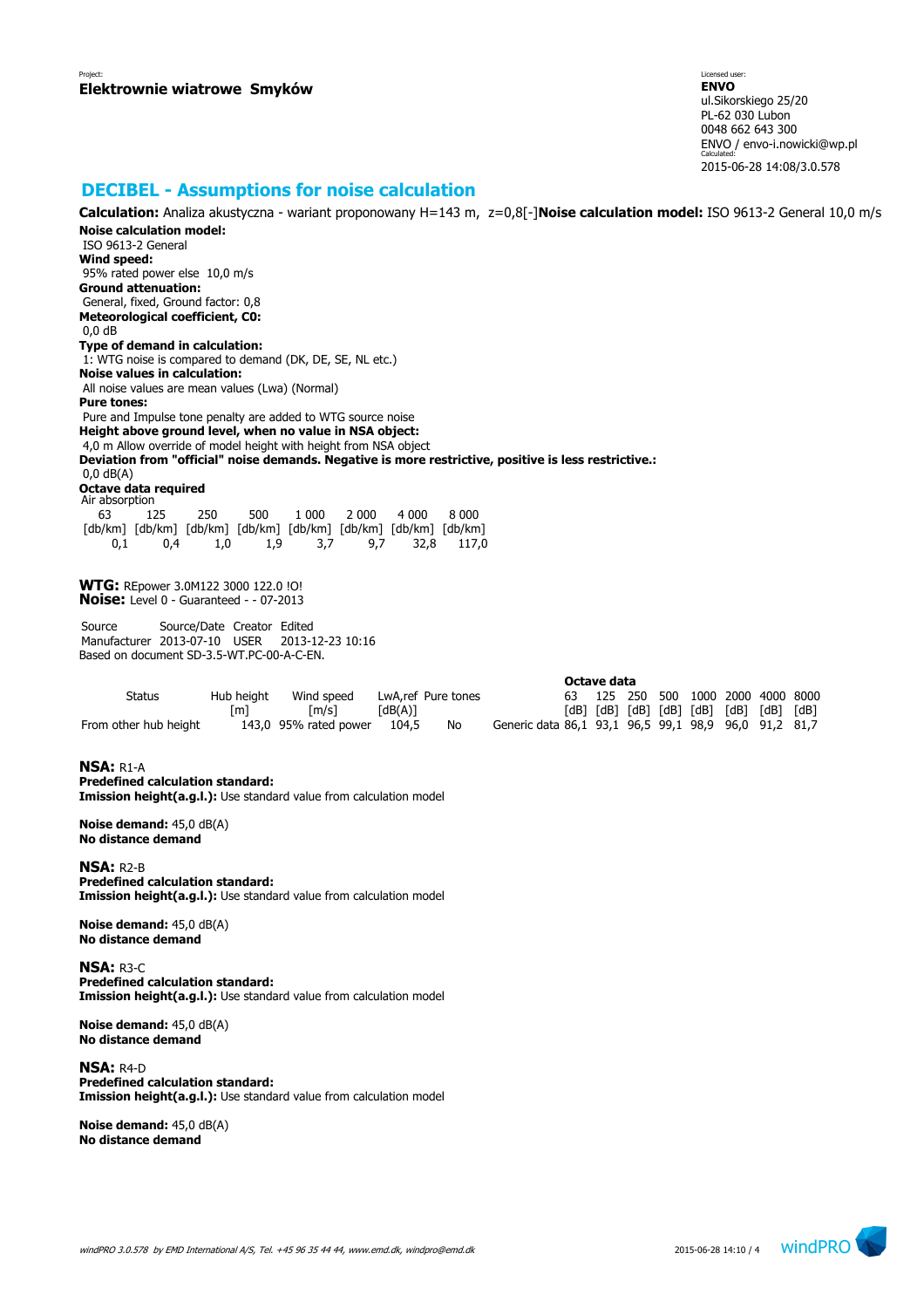Project:
**Elektrownie wiatrowe Smyków**

Licensed user:
**ENVO**
ul.Sikorskiego 25/20
PL-62 030 Lubon
0048 662 643 300
ENVO / envo-i.nowicki@wp.pl
Calculated:
2015-06-28 14:08/3.0.578

# DECIBEL - Assumptions for noise calculation

**Calculation:** Analiza akustyczna - wariant proponowany H=143 m, z=0,8[-]**Noise calculation model:** ISO 9613-2 General 10,0 m/s

**Noise calculation model:**
ISO 9613-2 General
**Wind speed:**
95% rated power else 10,0 m/s
**Ground attenuation:**
General, fixed, Ground factor: 0,8
**Meteorological coefficient, C0:**
0,0 dB
**Type of demand in calculation:**
1: WTG noise is compared to demand (DK, DE, SE, NL etc.)
**Noise values in calculation:**
All noise values are mean values (Lwa) (Normal)
**Pure tones:**
Pure and Impulse tone penalty are added to WTG source noise
**Height above ground level, when no value in NSA object:**
4,0 m Allow override of model height with height from NSA object
**Deviation from "official" noise demands. Negative is more restrictive, positive is less restrictive.:**
0,0 dB(A)
**Octave data required**
Air absorption

| 63 [db/km] | 125 [db/km] | 250 [db/km] | 500 [db/km] | 1 000 [db/km] | 2 000 [db/km] | 4 000 [db/km] | 8 000 [db/km] |
|---|---|---|---|---|---|---|---|
| 0,1 | 0,4 | 1,0 | 1,9 | 3,7 | 9,7 | 32,8 | 117,0 |

**WTG:** REpower 3.0M122 3000 122.0 !O!
**Noise:** Level 0 - Guaranteed - - 07-2013

| Source | Source/Date | Creator | Edited |
|---|---|---|---|
| Manufacturer | 2013-07-10 | USER | 2013-12-23 10:16 |

Based on document SD-3.5-WT.PC-00-A-C-EN.

| Status | Hub height [m] | Wind speed [m/s] | LwA,ref [dB(A)] | Pure tones | Octave data | 63 [dB] | 125 [dB] | 250 [dB] | 500 [dB] | 1000 [dB] | 2000 [dB] | 4000 [dB] | 8000 [dB] |
|---|---|---|---|---|---|---|---|---|---|---|---|---|---|
| From other hub height | 143,0 | 95% rated power | 104,5 | No | Generic data | 86,1 | 93,1 | 96,5 | 99,1 | 98,9 | 96,0 | 91,2 | 81,7 |

**NSA:** R1-A
**Predefined calculation standard:**
**Imission height(a.g.l.):** Use standard value from calculation model

**Noise demand:** 45,0 dB(A)
**No distance demand**

**NSA:** R2-B
**Predefined calculation standard:**
**Imission height(a.g.l.):** Use standard value from calculation model

**Noise demand:** 45,0 dB(A)
**No distance demand**

**NSA:** R3-C
**Predefined calculation standard:**
**Imission height(a.g.l.):** Use standard value from calculation model

**Noise demand:** 45,0 dB(A)
**No distance demand**

**NSA:** R4-D
**Predefined calculation standard:**
**Imission height(a.g.l.):** Use standard value from calculation model

**Noise demand:** 45,0 dB(A)
**No distance demand**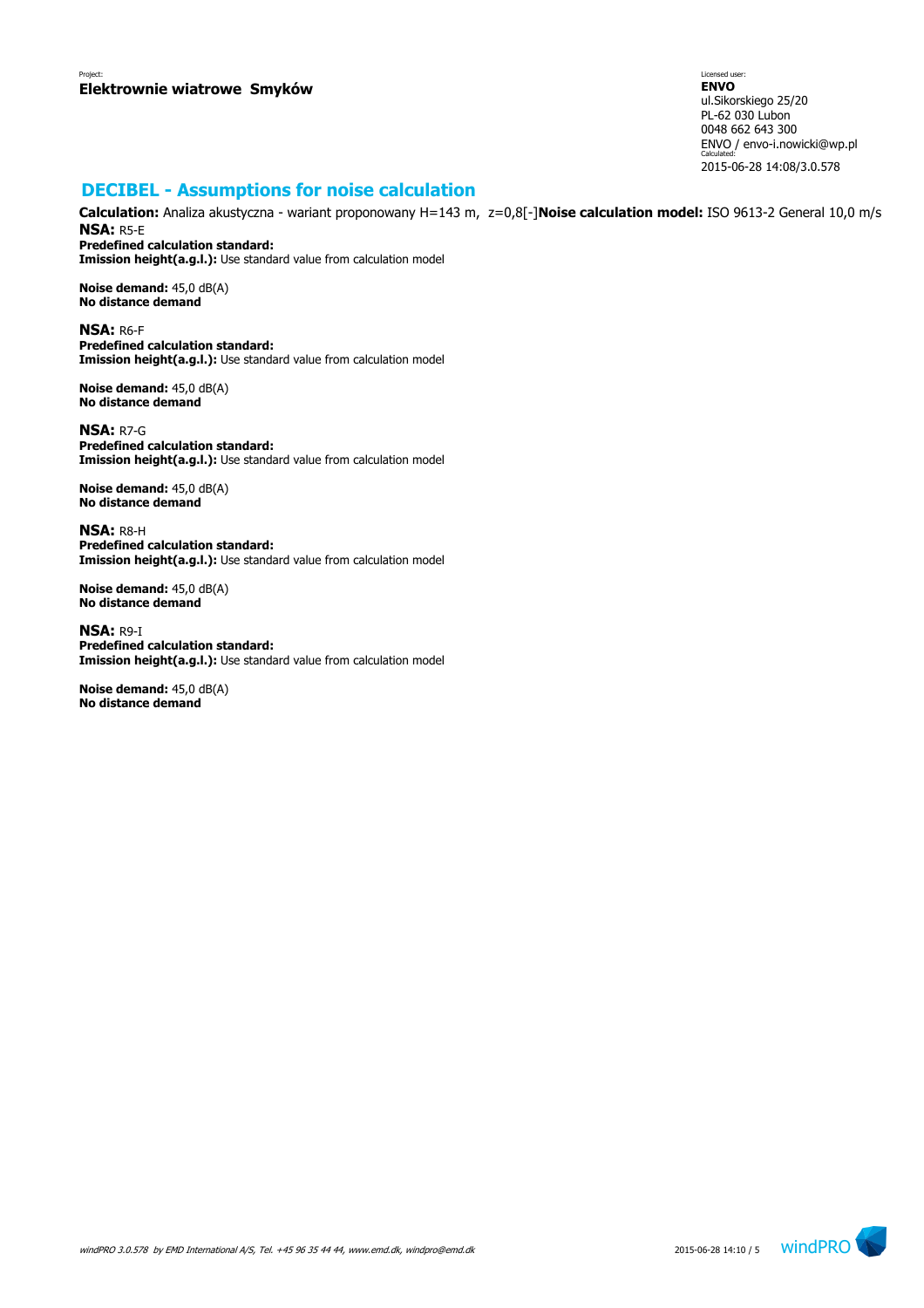Project:
**Elektrownie wiatrowe Smyków**

Licensed user:
**ENVO**
ul.Sikorskiego 25/20
PL-62 030 Lubon
0048 662 643 300
ENVO / envo-i.nowicki@wp.pl
Calculated:
2015-06-28 14:08/3.0.578

## DECIBEL - Assumptions for noise calculation

**Calculation:** Analiza akustyczna - wariant proponowany H=143 m, z=0,8[-]**Noise calculation model:** ISO 9613-2 General 10,0 m/s

**NSA:** R5-E
**Predefined calculation standard:**
**Imission height(a.g.l.):** Use standard value from calculation model

**Noise demand:** 45,0 dB(A)
**No distance demand**

**NSA:** R6-F
**Predefined calculation standard:**
**Imission height(a.g.l.):** Use standard value from calculation model

**Noise demand:** 45,0 dB(A)
**No distance demand**

**NSA:** R7-G
**Predefined calculation standard:**
**Imission height(a.g.l.):** Use standard value from calculation model

**Noise demand:** 45,0 dB(A)
**No distance demand**

**NSA:** R8-H
**Predefined calculation standard:**
**Imission height(a.g.l.):** Use standard value from calculation model

**Noise demand:** 45,0 dB(A)
**No distance demand**

**NSA:** R9-I
**Predefined calculation standard:**
**Imission height(a.g.l.):** Use standard value from calculation model

**Noise demand:** 45,0 dB(A)
**No distance demand**